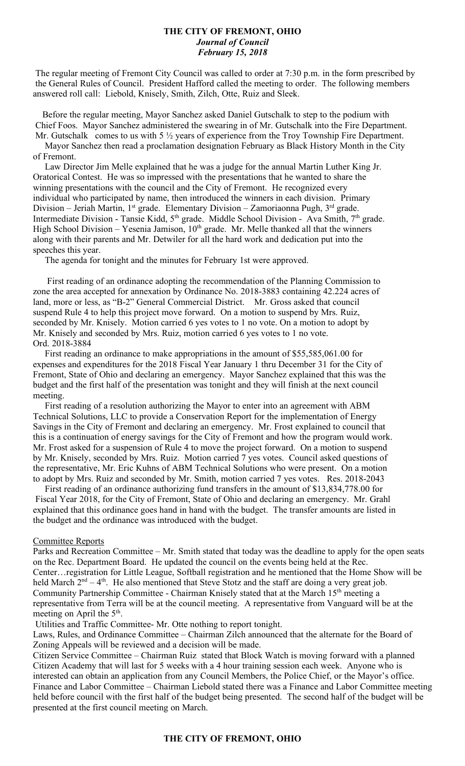# THE CITY OF FREMONT, OHIO
*Journal of Council*
*February 15, 2018*

The regular meeting of Fremont City Council was called to order at 7:30 p.m. in the form prescribed by the General Rules of Council. President Hafford called the meeting to order. The following members answered roll call: Liebold, Knisely, Smith, Zilch, Otte, Ruiz and Sleek.

Before the regular meeting, Mayor Sanchez asked Daniel Gutschalk to step to the podium with Chief Foos. Mayor Sanchez administered the swearing in of Mr. Gutschalk into the Fire Department. Mr. Gutschalk comes to us with 5 ½ years of experience from the Troy Township Fire Department.

Mayor Sanchez then read a proclamation designation February as Black History Month in the City of Fremont.

Law Director Jim Melle explained that he was a judge for the annual Martin Luther King Jr. Oratorical Contest. He was so impressed with the presentations that he wanted to share the winning presentations with the council and the City of Fremont. He recognized every individual who participated by name, then introduced the winners in each division. Primary Division – Jeriah Martin, 1st grade. Elementary Division – Zamoriaonna Pugh, 3rd grade. Intermediate Division - Tansie Kidd, 5th grade. Middle School Division - Ava Smith, 7th grade. High School Division – Yesenia Jamison, 10th grade. Mr. Melle thanked all that the winners along with their parents and Mr. Detwiler for all the hard work and dedication put into the speeches this year.

The agenda for tonight and the minutes for February 1st were approved.

First reading of an ordinance adopting the recommendation of the Planning Commission to zone the area accepted for annexation by Ordinance No. 2018-3883 containing 42.224 acres of land, more or less, as "B-2" General Commercial District. Mr. Gross asked that council suspend Rule 4 to help this project move forward. On a motion to suspend by Mrs. Ruiz, seconded by Mr. Knisely. Motion carried 6 yes votes to 1 no vote. On a motion to adopt by Mr. Knisely and seconded by Mrs. Ruiz, motion carried 6 yes votes to 1 no vote. Ord. 2018-3884

First reading an ordinance to make appropriations in the amount of $55,585,061.00 for expenses and expenditures for the 2018 Fiscal Year January 1 thru December 31 for the City of Fremont, State of Ohio and declaring an emergency. Mayor Sanchez explained that this was the budget and the first half of the presentation was tonight and they will finish at the next council meeting.

First reading of a resolution authorizing the Mayor to enter into an agreement with ABM Technical Solutions, LLC to provide a Conservation Report for the implementation of Energy Savings in the City of Fremont and declaring an emergency. Mr. Frost explained to council that this is a continuation of energy savings for the City of Fremont and how the program would work. Mr. Frost asked for a suspension of Rule 4 to move the project forward. On a motion to suspend by Mr. Knisely, seconded by Mrs. Ruiz. Motion carried 7 yes votes. Council asked questions of the representative, Mr. Eric Kuhns of ABM Technical Solutions who were present. On a motion to adopt by Mrs. Ruiz and seconded by Mr. Smith, motion carried 7 yes votes. Res. 2018-2043

First reading of an ordinance authorizing fund transfers in the amount of $13,834,778.00 for Fiscal Year 2018, for the City of Fremont, State of Ohio and declaring an emergency. Mr. Grahl explained that this ordinance goes hand in hand with the budget. The transfer amounts are listed in the budget and the ordinance was introduced with the budget.

Committee Reports

Parks and Recreation Committee – Mr. Smith stated that today was the deadline to apply for the open seats on the Rec. Department Board. He updated the council on the events being held at the Rec. Center…registration for Little League, Softball registration and he mentioned that the Home Show will be held March 2nd – 4th. He also mentioned that Steve Stotz and the staff are doing a very great job.

Community Partnership Committee - Chairman Knisely stated that at the March 15th meeting a representative from Terra will be at the council meeting. A representative from Vanguard will be at the meeting on April the 5th.

Utilities and Traffic Committee- Mr. Otte nothing to report tonight.

Laws, Rules, and Ordinance Committee – Chairman Zilch announced that the alternate for the Board of Zoning Appeals will be reviewed and a decision will be made.

Citizen Service Committee – Chairman Ruiz stated that Block Watch is moving forward with a planned Citizen Academy that will last for 5 weeks with a 4 hour training session each week. Anyone who is interested can obtain an application from any Council Members, the Police Chief, or the Mayor's office.

Finance and Labor Committee – Chairman Liebold stated there was a Finance and Labor Committee meeting held before council with the first half of the budget being presented. The second half of the budget will be presented at the first council meeting on March.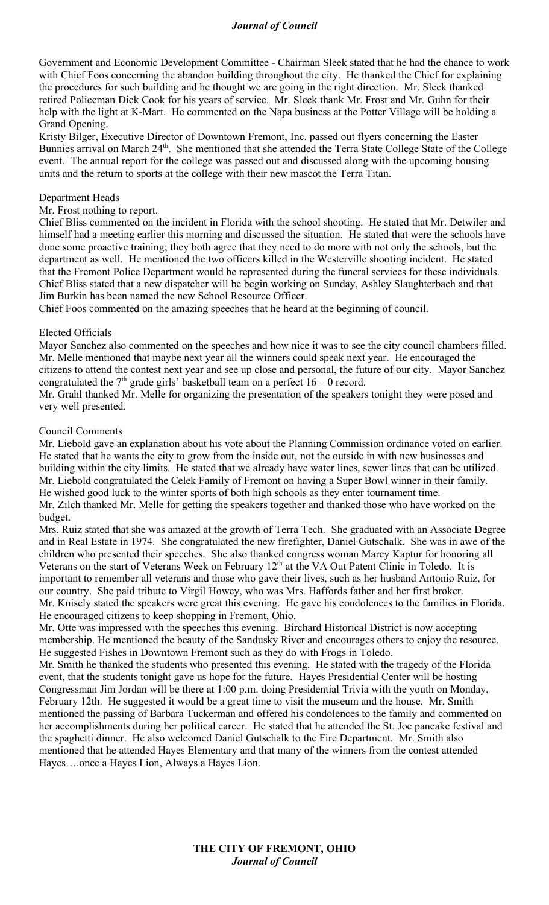Government and Economic Development Committee - Chairman Sleek stated that he had the chance to work with Chief Foos concerning the abandon building throughout the city. He thanked the Chief for explaining the procedures for such building and he thought we are going in the right direction. Mr. Sleek thanked retired Policeman Dick Cook for his years of service. Mr. Sleek thank Mr. Frost and Mr. Guhn for their help with the light at K-Mart. He commented on the Napa business at the Potter Village will be holding a Grand Opening.

Kristy Bilger, Executive Director of Downtown Fremont, Inc. passed out flyers concerning the Easter Bunnies arrival on March 24th. She mentioned that she attended the Terra State College State of the College event. The annual report for the college was passed out and discussed along with the upcoming housing units and the return to sports at the college with their new mascot the Terra Titan.

## Department Heads

Mr. Frost nothing to report.

Chief Bliss commented on the incident in Florida with the school shooting. He stated that Mr. Detwiler and himself had a meeting earlier this morning and discussed the situation. He stated that were the schools have done some proactive training; they both agree that they need to do more with not only the schools, but the department as well. He mentioned the two officers killed in the Westerville shooting incident. He stated that the Fremont Police Department would be represented during the funeral services for these individuals. Chief Bliss stated that a new dispatcher will be begin working on Sunday, Ashley Slaughterbach and that Jim Burkin has been named the new School Resource Officer.

Chief Foos commented on the amazing speeches that he heard at the beginning of council.

## Elected Officials

Mayor Sanchez also commented on the speeches and how nice it was to see the city council chambers filled. Mr. Melle mentioned that maybe next year all the winners could speak next year. He encouraged the citizens to attend the contest next year and see up close and personal, the future of our city. Mayor Sanchez congratulated the 7th grade girls' basketball team on a perfect 16 – 0 record.

Mr. Grahl thanked Mr. Melle for organizing the presentation of the speakers tonight they were posed and very well presented.

## Council Comments

Mr. Liebold gave an explanation about his vote about the Planning Commission ordinance voted on earlier. He stated that he wants the city to grow from the inside out, not the outside in with new businesses and building within the city limits. He stated that we already have water lines, sewer lines that can be utilized. Mr. Liebold congratulated the Celek Family of Fremont on having a Super Bowl winner in their family. He wished good luck to the winter sports of both high schools as they enter tournament time.

Mr. Zilch thanked Mr. Melle for getting the speakers together and thanked those who have worked on the budget.

Mrs. Ruiz stated that she was amazed at the growth of Terra Tech. She graduated with an Associate Degree and in Real Estate in 1974. She congratulated the new firefighter, Daniel Gutschalk. She was in awe of the children who presented their speeches. She also thanked congress woman Marcy Kaptur for honoring all Veterans on the start of Veterans Week on February 12th at the VA Out Patent Clinic in Toledo. It is important to remember all veterans and those who gave their lives, such as her husband Antonio Ruiz, for our country. She paid tribute to Virgil Howey, who was Mrs. Haffords father and her first broker.

Mr. Knisely stated the speakers were great this evening. He gave his condolences to the families in Florida. He encouraged citizens to keep shopping in Fremont, Ohio.

Mr. Otte was impressed with the speeches this evening. Birchard Historical District is now accepting membership. He mentioned the beauty of the Sandusky River and encourages others to enjoy the resource. He suggested Fishes in Downtown Fremont such as they do with Frogs in Toledo.

Mr. Smith he thanked the students who presented this evening. He stated with the tragedy of the Florida event, that the students tonight gave us hope for the future. Hayes Presidential Center will be hosting Congressman Jim Jordan will be there at 1:00 p.m. doing Presidential Trivia with the youth on Monday, February 12th. He suggested it would be a great time to visit the museum and the house. Mr. Smith mentioned the passing of Barbara Tuckerman and offered his condolences to the family and commented on her accomplishments during her political career. He stated that he attended the St. Joe pancake festival and the spaghetti dinner. He also welcomed Daniel Gutschalk to the Fire Department. Mr. Smith also mentioned that he attended Hayes Elementary and that many of the winners from the contest attended Hayes….once a Hayes Lion, Always a Hayes Lion.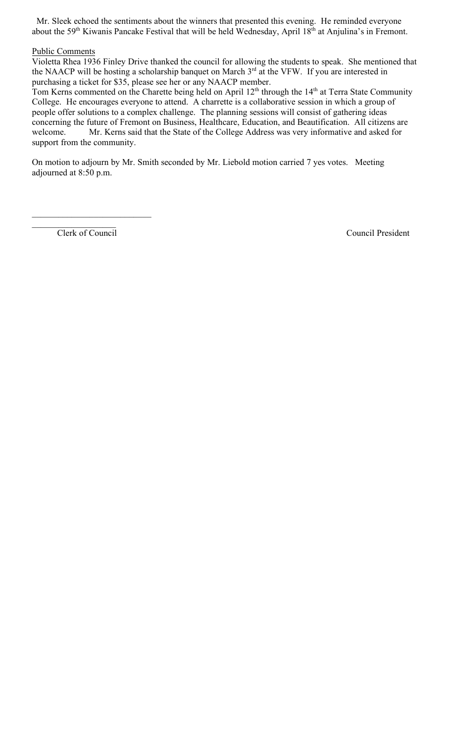Mr. Sleek echoed the sentiments about the winners that presented this evening. He reminded everyone about the 59th Kiwanis Pancake Festival that will be held Wednesday, April 18th at Anjulina's in Fremont.

Public Comments

Violetta Rhea 1936 Finley Drive thanked the council for allowing the students to speak. She mentioned that the NAACP will be hosting a scholarship banquet on March 3rd at the VFW. If you are interested in purchasing a ticket for $35, please see her or any NAACP member.

Tom Kerns commented on the Charette being held on April 12th through the 14th at Terra State Community College. He encourages everyone to attend. A charrette is a collaborative session in which a group of people offer solutions to a complex challenge. The planning sessions will consist of gathering ideas concerning the future of Fremont on Business, Healthcare, Education, and Beautification. All citizens are welcome. Mr. Kerns said that the State of the College Address was very informative and asked for support from the community.

On motion to adjourn by Mr. Smith seconded by Mr. Liebold motion carried 7 yes votes. Meeting adjourned at 8:50 p.m.

\_\_\_\_\_\_\_\_\_\_\_\_\_\_\_\_\_\_\_\_\_\_\_\_\_\_\_

Clerk of Council

Council President